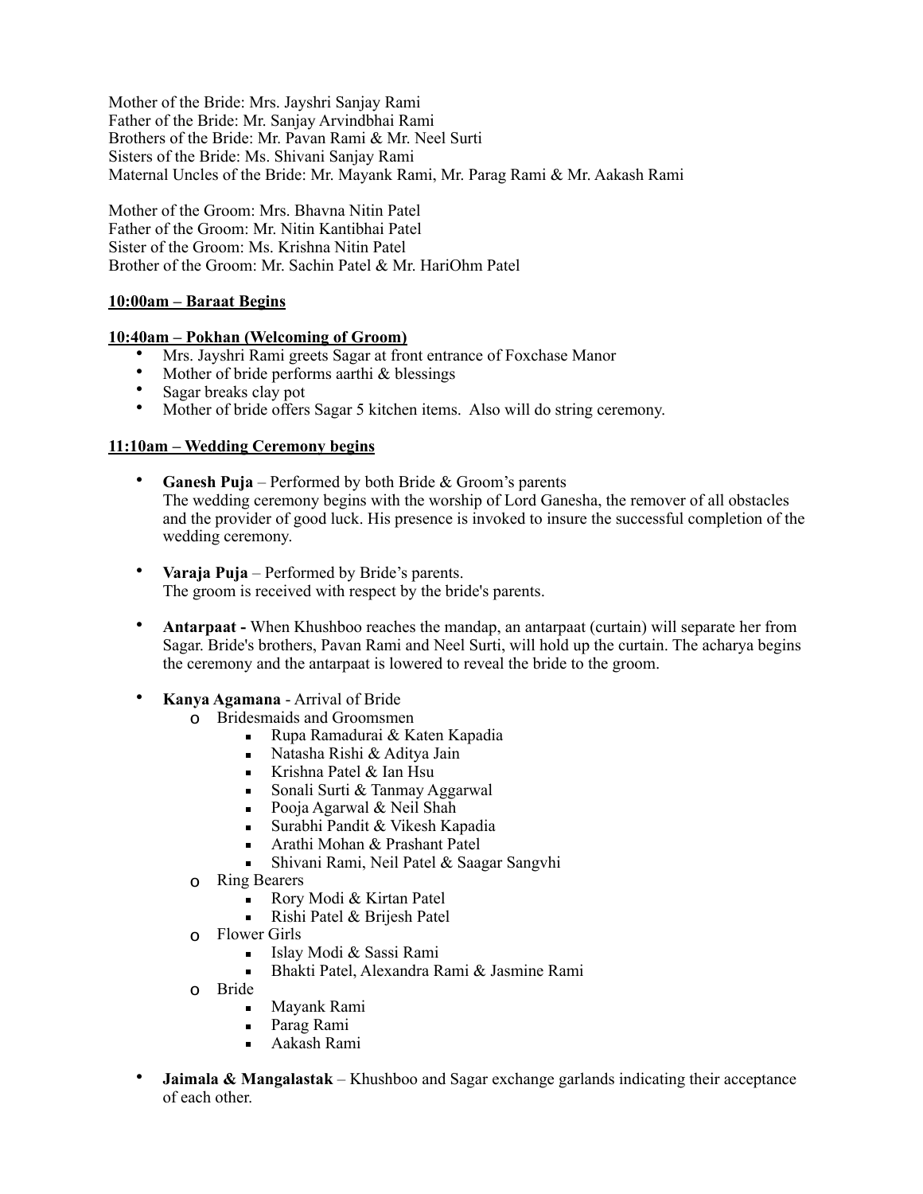Mother of the Bride: Mrs. Jayshri Sanjay Rami
Father of the Bride: Mr. Sanjay Arvindbhai Rami
Brothers of the Bride: Mr. Pavan Rami & Mr. Neel Surti
Sisters of the Bride: Ms. Shivani Sanjay Rami
Maternal Uncles of the Bride: Mr. Mayank Rami, Mr. Parag Rami & Mr. Aakash Rami

Mother of the Groom: Mrs. Bhavna Nitin Patel
Father of the Groom: Mr. Nitin Kantibhai Patel
Sister of the Groom: Ms. Krishna Nitin Patel
Brother of the Groom: Mr. Sachin Patel & Mr. HariOhm Patel

**10:00am – Baraat Begins**

**10:40am – Pokhan (Welcoming of Groom)**

- Mrs. Jayshri Rami greets Sagar at front entrance of Foxchase Manor
- Mother of bride performs aarthi & blessings
- Sagar breaks clay pot
- Mother of bride offers Sagar 5 kitchen items. Also will do string ceremony.

**11:10am – Wedding Ceremony begins**

- **Ganesh Puja** – Performed by both Bride & Groom's parents
  The wedding ceremony begins with the worship of Lord Ganesha, the remover of all obstacles and the provider of good luck. His presence is invoked to insure the successful completion of the wedding ceremony.

- **Varaja Puja** – Performed by Bride's parents.
  The groom is received with respect by the bride's parents.

- **Antarpaat -** When Khushboo reaches the mandap, an antarpaat (curtain) will separate her from Sagar. Bride's brothers, Pavan Rami and Neel Surti, will hold up the curtain. The acharya begins the ceremony and the antarpaat is lowered to reveal the bride to the groom.

- **Kanya Agamana** - Arrival of Bride
  - Bridesmaids and Groomsmen
    - Rupa Ramadurai & Katen Kapadia
    - Natasha Rishi & Aditya Jain
    - Krishna Patel & Ian Hsu
    - Sonali Surti & Tanmay Aggarwal
    - Pooja Agarwal & Neil Shah
    - Surabhi Pandit & Vikesh Kapadia
    - Arathi Mohan & Prashant Patel
    - Shivani Rami, Neil Patel & Saagar Sangvhi
  - Ring Bearers
    - Rory Modi & Kirtan Patel
    - Rishi Patel & Brijesh Patel
  - Flower Girls
    - Islay Modi & Sassi Rami
    - Bhakti Patel, Alexandra Rami & Jasmine Rami
  - Bride
    - Mayank Rami
    - Parag Rami
    - Aakash Rami

- **Jaimala & Mangalastak** – Khushboo and Sagar exchange garlands indicating their acceptance of each other.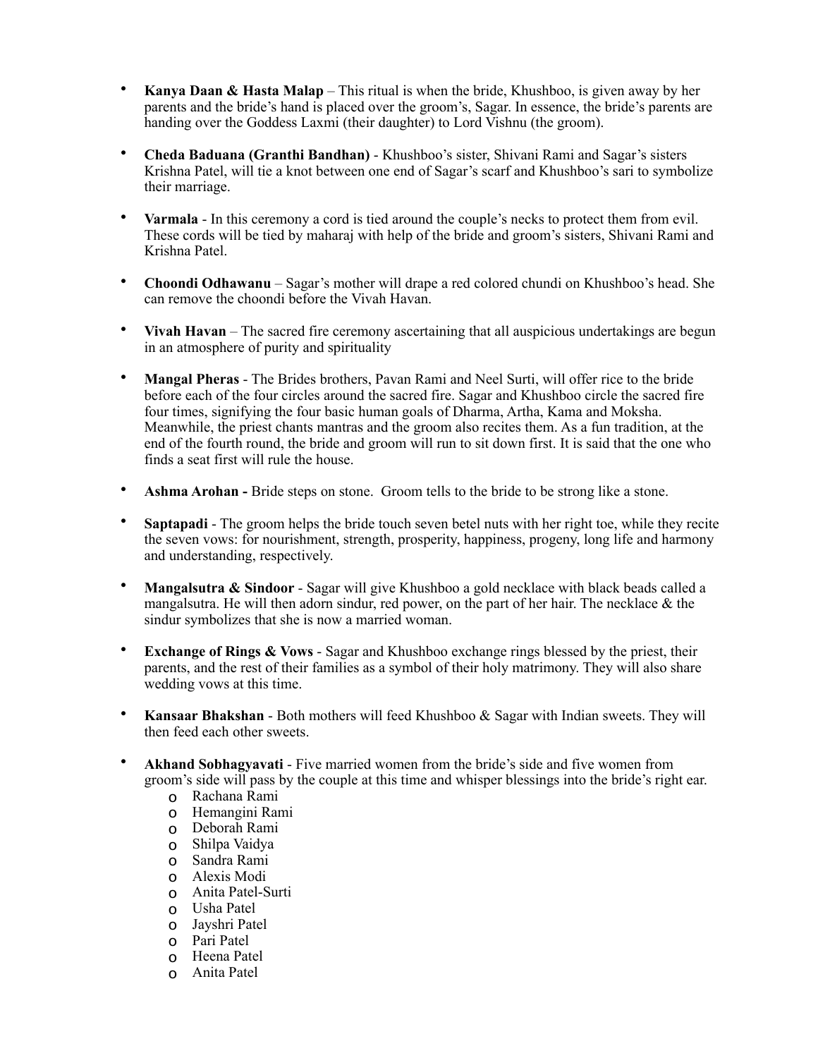- **Kanya Daan & Hasta Malap** – This ritual is when the bride, Khushboo, is given away by her parents and the bride's hand is placed over the groom's, Sagar. In essence, the bride's parents are handing over the Goddess Laxmi (their daughter) to Lord Vishnu (the groom).

- **Cheda Baduana (Granthi Bandhan)** - Khushboo's sister, Shivani Rami and Sagar's sisters Krishna Patel, will tie a knot between one end of Sagar's scarf and Khushboo's sari to symbolize their marriage.

- **Varmala** - In this ceremony a cord is tied around the couple's necks to protect them from evil. These cords will be tied by maharaj with help of the bride and groom's sisters, Shivani Rami and Krishna Patel.

- **Choondi Odhawanu** – Sagar's mother will drape a red colored chundi on Khushboo's head. She can remove the choondi before the Vivah Havan.

- **Vivah Havan** – The sacred fire ceremony ascertaining that all auspicious undertakings are begun in an atmosphere of purity and spirituality

- **Mangal Pheras** - The Brides brothers, Pavan Rami and Neel Surti, will offer rice to the bride before each of the four circles around the sacred fire. Sagar and Khushboo circle the sacred fire four times, signifying the four basic human goals of Dharma, Artha, Kama and Moksha. Meanwhile, the priest chants mantras and the groom also recites them. As a fun tradition, at the end of the fourth round, the bride and groom will run to sit down first. It is said that the one who finds a seat first will rule the house.

- **Ashma Arohan -** Bride steps on stone. Groom tells to the bride to be strong like a stone.

- **Saptapadi** - The groom helps the bride touch seven betel nuts with her right toe, while they recite the seven vows: for nourishment, strength, prosperity, happiness, progeny, long life and harmony and understanding, respectively.

- **Mangalsutra & Sindoor** - Sagar will give Khushboo a gold necklace with black beads called a mangalsutra. He will then adorn sindur, red power, on the part of her hair. The necklace & the sindur symbolizes that she is now a married woman.

- **Exchange of Rings & Vows** - Sagar and Khushboo exchange rings blessed by the priest, their parents, and the rest of their families as a symbol of their holy matrimony. They will also share wedding vows at this time.

- **Kansaar Bhakshan** - Both mothers will feed Khushboo & Sagar with Indian sweets. They will then feed each other sweets.

- **Akhand Sobhagyavati** - Five married women from the bride's side and five women from groom's side will pass by the couple at this time and whisper blessings into the bride's right ear.
  - Rachana Rami
  - Hemangini Rami
  - Deborah Rami
  - Shilpa Vaidya
  - Sandra Rami
  - Alexis Modi
  - Anita Patel-Surti
  - Usha Patel
  - Jayshri Patel
  - Pari Patel
  - Heena Patel
  - Anita Patel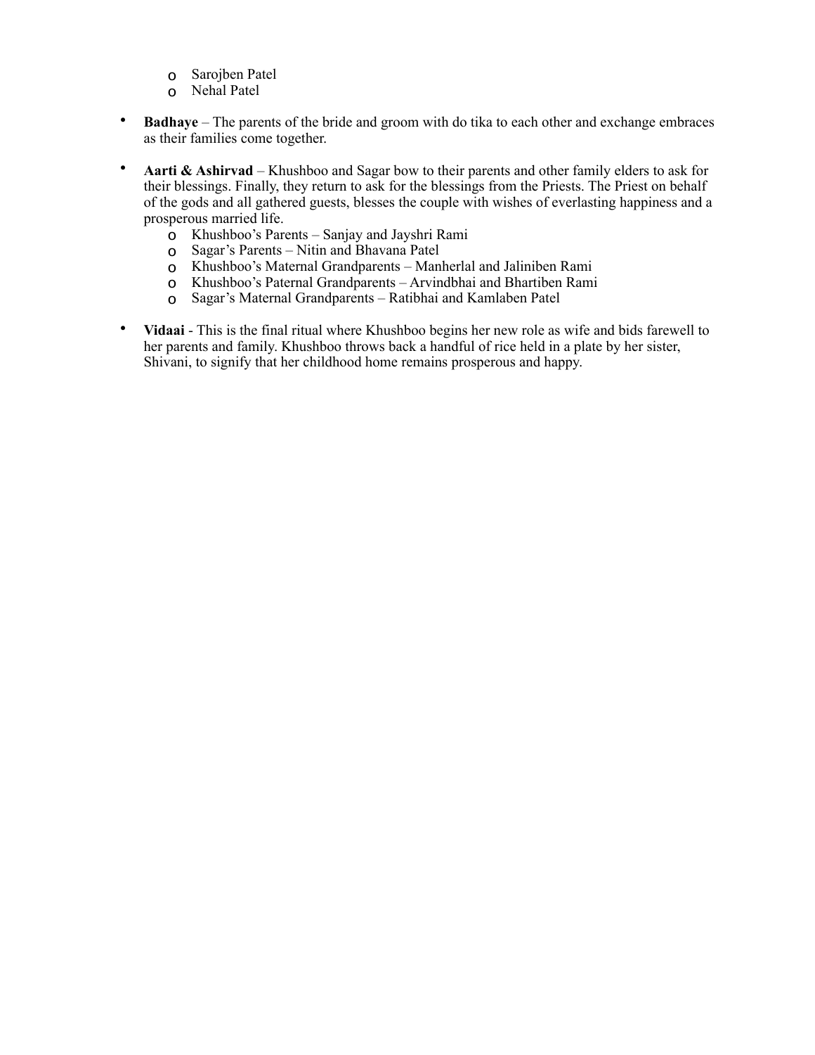- Sarojben Patel
  - Nehal Patel

- **Badhaye** – The parents of the bride and groom with do tika to each other and exchange embraces as their families come together.

- **Aarti & Ashirvad** – Khushboo and Sagar bow to their parents and other family elders to ask for their blessings. Finally, they return to ask for the blessings from the Priests. The Priest on behalf of the gods and all gathered guests, blesses the couple with wishes of everlasting happiness and a prosperous married life.
  - Khushboo's Parents – Sanjay and Jayshri Rami
  - Sagar's Parents – Nitin and Bhavana Patel
  - Khushboo's Maternal Grandparents – Manherlal and Jaliniben Rami
  - Khushboo's Paternal Grandparents – Arvindbhai and Bhartiben Rami
  - Sagar's Maternal Grandparents – Ratibhai and Kamlaben Patel

- **Vidaai** - This is the final ritual where Khushboo begins her new role as wife and bids farewell to her parents and family. Khushboo throws back a handful of rice held in a plate by her sister, Shivani, to signify that her childhood home remains prosperous and happy.